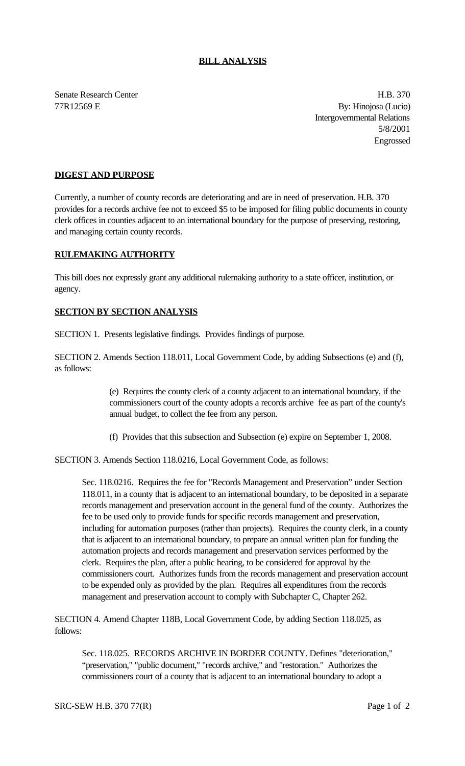**BILL ANALYSIS**

Senate Research Center
77R12569 E

H.B. 370
By: Hinojosa (Lucio)
Intergovernmental Relations
5/8/2001
Engrossed

**DIGEST AND PURPOSE**

Currently, a number of county records are deteriorating and are in need of preservation. H.B. 370 provides for a records archive fee not to exceed $5 to be imposed for filing public documents in county clerk offices in counties adjacent to an international boundary for the purpose of preserving, restoring, and managing certain county records.

**RULEMAKING AUTHORITY**

This bill does not expressly grant any additional rulemaking authority to a state officer, institution, or agency.

**SECTION BY SECTION ANALYSIS**

SECTION 1. Presents legislative findings. Provides findings of purpose.

SECTION 2. Amends Section 118.011, Local Government Code, by adding Subsections (e) and (f), as follows:

> (e) Requires the county clerk of a county adjacent to an international boundary, if the commissioners court of the county adopts a records archive fee as part of the county's annual budget, to collect the fee from any person.
>
> (f) Provides that this subsection and Subsection (e) expire on September 1, 2008.

SECTION 3. Amends Section 118.0216, Local Government Code, as follows:

> Sec. 118.0216. Requires the fee for "Records Management and Preservation" under Section 118.011, in a county that is adjacent to an international boundary, to be deposited in a separate records management and preservation account in the general fund of the county. Authorizes the fee to be used only to provide funds for specific records management and preservation, including for automation purposes (rather than projects). Requires the county clerk, in a county that is adjacent to an international boundary, to prepare an annual written plan for funding the automation projects and records management and preservation services performed by the clerk. Requires the plan, after a public hearing, to be considered for approval by the commissioners court. Authorizes funds from the records management and preservation account to be expended only as provided by the plan. Requires all expenditures from the records management and preservation account to comply with Subchapter C, Chapter 262.

SECTION 4. Amend Chapter 118B, Local Government Code, by adding Section 118.025, as follows:

> Sec. 118.025. RECORDS ARCHIVE IN BORDER COUNTY. Defines "deterioration," "preservation," "public document," "records archive," and "restoration." Authorizes the commissioners court of a county that is adjacent to an international boundary to adopt a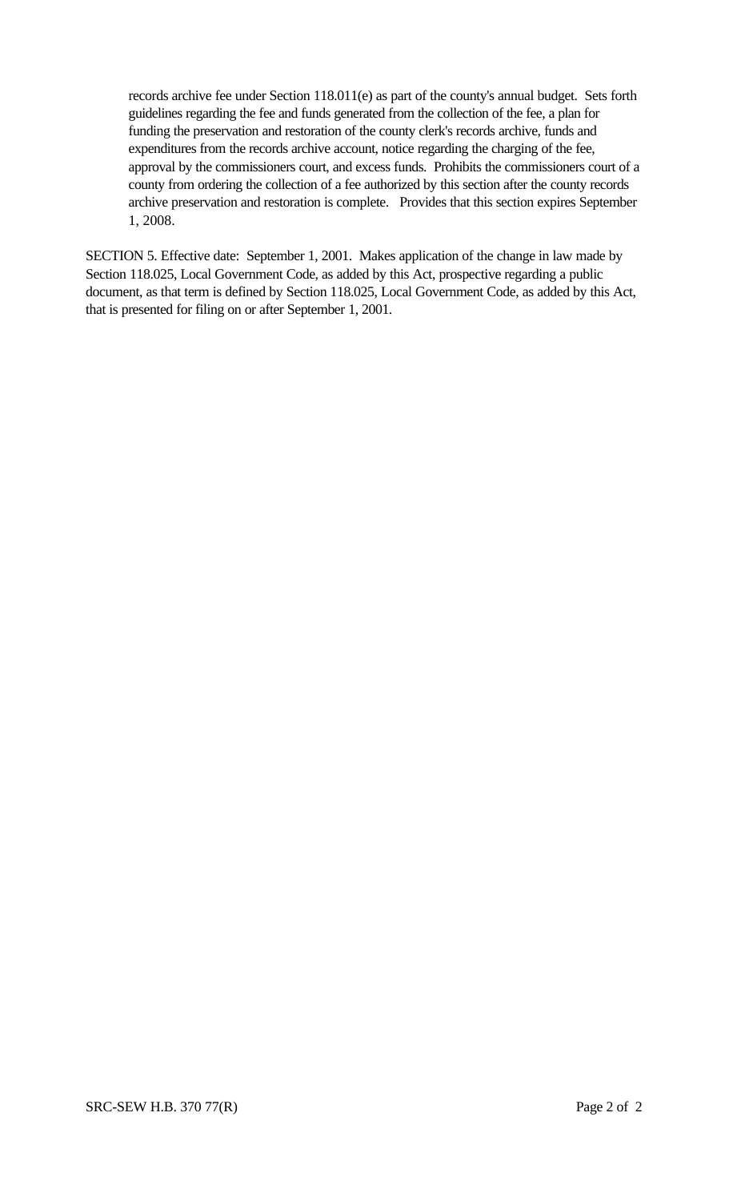records archive fee under Section 118.011(e) as part of the county's annual budget. Sets forth guidelines regarding the fee and funds generated from the collection of the fee, a plan for funding the preservation and restoration of the county clerk's records archive, funds and expenditures from the records archive account, notice regarding the charging of the fee, approval by the commissioners court, and excess funds. Prohibits the commissioners court of a county from ordering the collection of a fee authorized by this section after the county records archive preservation and restoration is complete. Provides that this section expires September 1, 2008.

SECTION 5. Effective date: September 1, 2001. Makes application of the change in law made by Section 118.025, Local Government Code, as added by this Act, prospective regarding a public document, as that term is defined by Section 118.025, Local Government Code, as added by this Act, that is presented for filing on or after September 1, 2001.